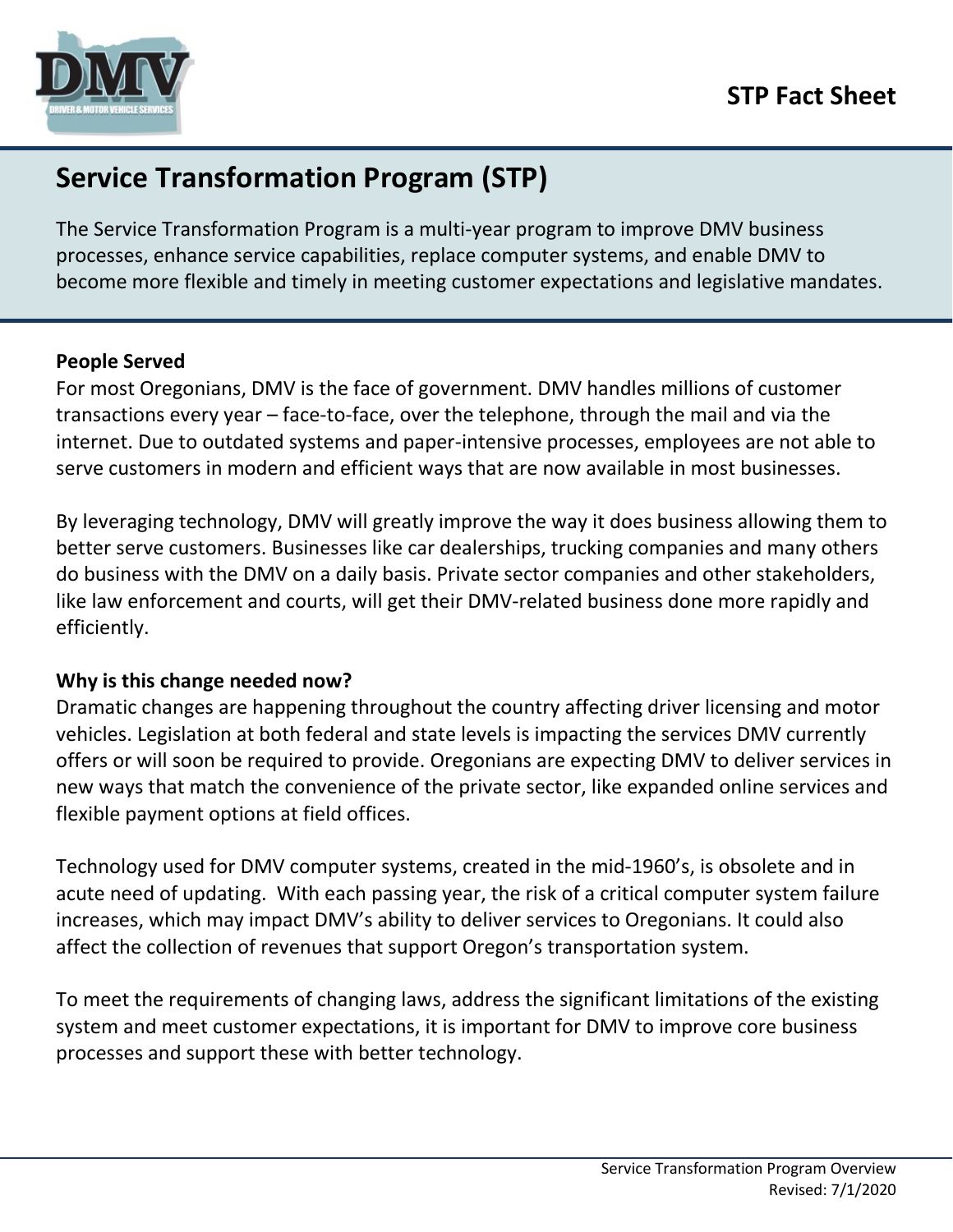# STP Fact Sheet

## Service Transformation Program (STP)

The Service Transformation Program is a multi-year program to improve DMV business processes, enhance service capabilities, replace computer systems, and enable DMV to become more flexible and timely in meeting customer expectations and legislative mandates.

**People Served**

For most Oregonians, DMV is the face of government. DMV handles millions of customer transactions every year – face-to-face, over the telephone, through the mail and via the internet. Due to outdated systems and paper-intensive processes, employees are not able to serve customers in modern and efficient ways that are now available in most businesses.

By leveraging technology, DMV will greatly improve the way it does business allowing them to better serve customers. Businesses like car dealerships, trucking companies and many others do business with the DMV on a daily basis. Private sector companies and other stakeholders, like law enforcement and courts, will get their DMV-related business done more rapidly and efficiently.

**Why is this change needed now?**

Dramatic changes are happening throughout the country affecting driver licensing and motor vehicles. Legislation at both federal and state levels is impacting the services DMV currently offers or will soon be required to provide. Oregonians are expecting DMV to deliver services in new ways that match the convenience of the private sector, like expanded online services and flexible payment options at field offices.

Technology used for DMV computer systems, created in the mid-1960's, is obsolete and in acute need of updating. With each passing year, the risk of a critical computer system failure increases, which may impact DMV's ability to deliver services to Oregonians. It could also affect the collection of revenues that support Oregon's transportation system.

To meet the requirements of changing laws, address the significant limitations of the existing system and meet customer expectations, it is important for DMV to improve core business processes and support these with better technology.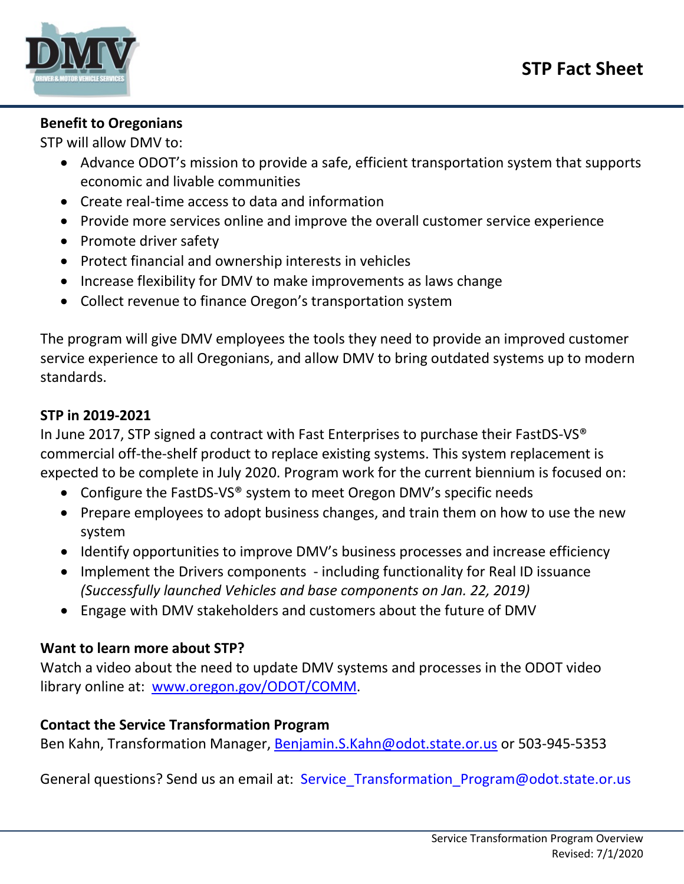**Benefit to Oregonians**

STP will allow DMV to:

- Advance ODOT's mission to provide a safe, efficient transportation system that supports economic and livable communities
- Create real-time access to data and information
- Provide more services online and improve the overall customer service experience
- Promote driver safety
- Protect financial and ownership interests in vehicles
- Increase flexibility for DMV to make improvements as laws change
- Collect revenue to finance Oregon's transportation system

The program will give DMV employees the tools they need to provide an improved customer service experience to all Oregonians, and allow DMV to bring outdated systems up to modern standards.

**STP in 2019-2021**

In June 2017, STP signed a contract with Fast Enterprises to purchase their FastDS-VS® commercial off-the-shelf product to replace existing systems. This system replacement is expected to be complete in July 2020. Program work for the current biennium is focused on:

- Configure the FastDS-VS® system to meet Oregon DMV's specific needs
- Prepare employees to adopt business changes, and train them on how to use the new system
- Identify opportunities to improve DMV's business processes and increase efficiency
- Implement the Drivers components - including functionality for Real ID issuance *(Successfully launched Vehicles and base components on Jan. 22, 2019)*
- Engage with DMV stakeholders and customers about the future of DMV

**Want to learn more about STP?**

Watch a video about the need to update DMV systems and processes in the ODOT video library online at: www.oregon.gov/ODOT/COMM.

**Contact the Service Transformation Program**

Ben Kahn, Transformation Manager, Benjamin.S.Kahn@odot.state.or.us or 503-945-5353

General questions? Send us an email at: Service_Transformation_Program@odot.state.or.us

Service Transformation Program Overview
Revised: 7/1/2020